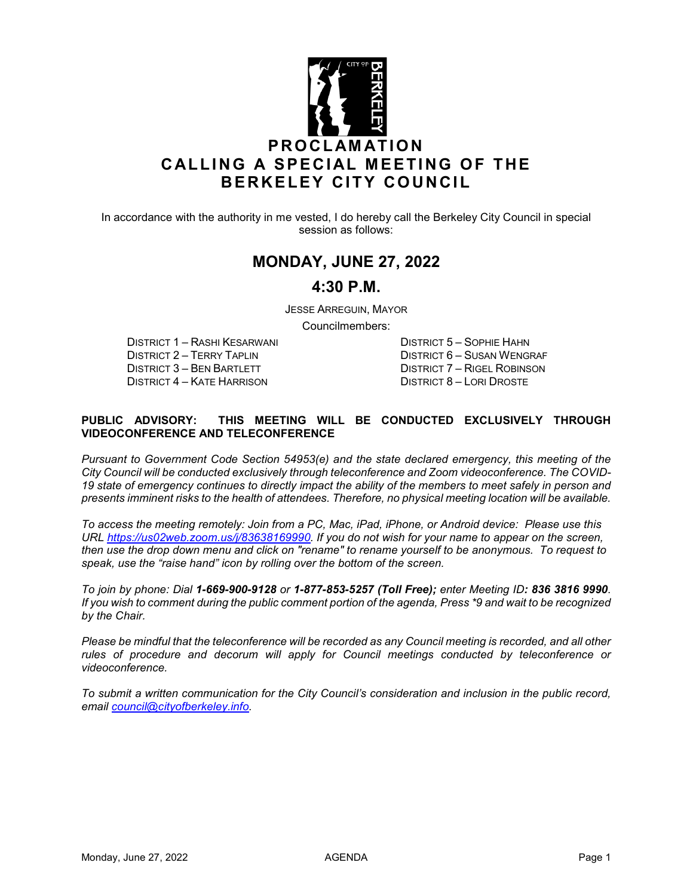# PROCLAMATION
# CALLING A SPECIAL MEETING OF THE BERKELEY CITY COUNCIL

In accordance with the authority in me vested, I do hereby call the Berkeley City Council in special session as follows:

## MONDAY, JUNE 27, 2022

## 4:30 P.M.

JESSE ARREGUIN, MAYOR

Councilmembers:

DISTRICT 1 – RASHI KESARWANI
DISTRICT 2 – TERRY TAPLIN
DISTRICT 3 – BEN BARTLETT
DISTRICT 4 – KATE HARRISON
DISTRICT 5 – SOPHIE HAHN
DISTRICT 6 – SUSAN WENGRAF
DISTRICT 7 – RIGEL ROBINSON
DISTRICT 8 – LORI DROSTE

**PUBLIC ADVISORY: THIS MEETING WILL BE CONDUCTED EXCLUSIVELY THROUGH VIDEOCONFERENCE AND TELECONFERENCE**

*Pursuant to Government Code Section 54953(e) and the state declared emergency, this meeting of the City Council will be conducted exclusively through teleconference and Zoom videoconference. The COVID-19 state of emergency continues to directly impact the ability of the members to meet safely in person and presents imminent risks to the health of attendees. Therefore, no physical meeting location will be available.*

*To access the meeting remotely: Join from a PC, Mac, iPad, iPhone, or Android device: Please use this URL https://us02web.zoom.us/j/83638169990. If you do not wish for your name to appear on the screen, then use the drop down menu and click on "rename" to rename yourself to be anonymous. To request to speak, use the "raise hand" icon by rolling over the bottom of the screen.*

*To join by phone: Dial **1-669-900-9128** or **1-877-853-5257 (Toll Free);** enter Meeting ID**: 836 3816 9990**. If you wish to comment during the public comment portion of the agenda, Press *9 and wait to be recognized by the Chair.*

*Please be mindful that the teleconference will be recorded as any Council meeting is recorded, and all other rules of procedure and decorum will apply for Council meetings conducted by teleconference or videoconference.*

*To submit a written communication for the City Council's consideration and inclusion in the public record, email council@cityofberkeley.info.*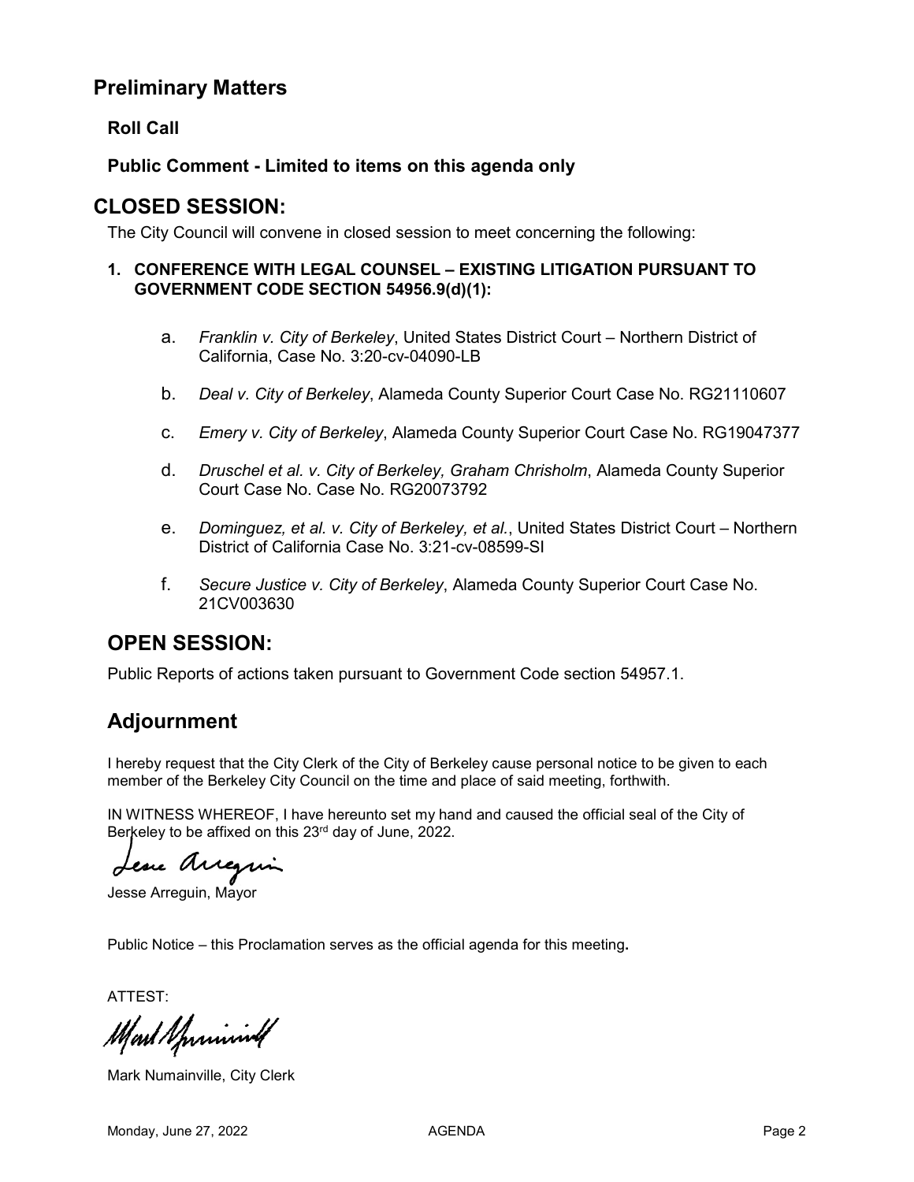## Preliminary Matters

**Roll Call**

**Public Comment - Limited to items on this agenda only**

## CLOSED SESSION:

The City Council will convene in closed session to meet concerning the following:

**1. CONFERENCE WITH LEGAL COUNSEL – EXISTING LITIGATION PURSUANT TO GOVERNMENT CODE SECTION 54956.9(d)(1):**

a. *Franklin v. City of Berkeley*, United States District Court – Northern District of California, Case No. 3:20-cv-04090-LB

b. *Deal v. City of Berkeley*, Alameda County Superior Court Case No. RG21110607

c. *Emery v. City of Berkeley*, Alameda County Superior Court Case No. RG19047377

d. *Druschel et al. v. City of Berkeley, Graham Chrisholm*, Alameda County Superior Court Case No. Case No. RG20073792

e. *Dominguez, et al. v. City of Berkeley, et al.*, United States District Court – Northern District of California Case No. 3:21-cv-08599-SI

f. *Secure Justice v. City of Berkeley*, Alameda County Superior Court Case No. 21CV003630

## OPEN SESSION:

Public Reports of actions taken pursuant to Government Code section 54957.1.

## Adjournment

I hereby request that the City Clerk of the City of Berkeley cause personal notice to be given to each member of the Berkeley City Council on the time and place of said meeting, forthwith.

IN WITNESS WHEREOF, I have hereunto set my hand and caused the official seal of the City of Berkeley to be affixed on this 23rd day of June, 2022.

Jesse Arreguin, Mayor

Public Notice – this Proclamation serves as the official agenda for this meeting**.**

ATTEST:

Mark Numainville, City Clerk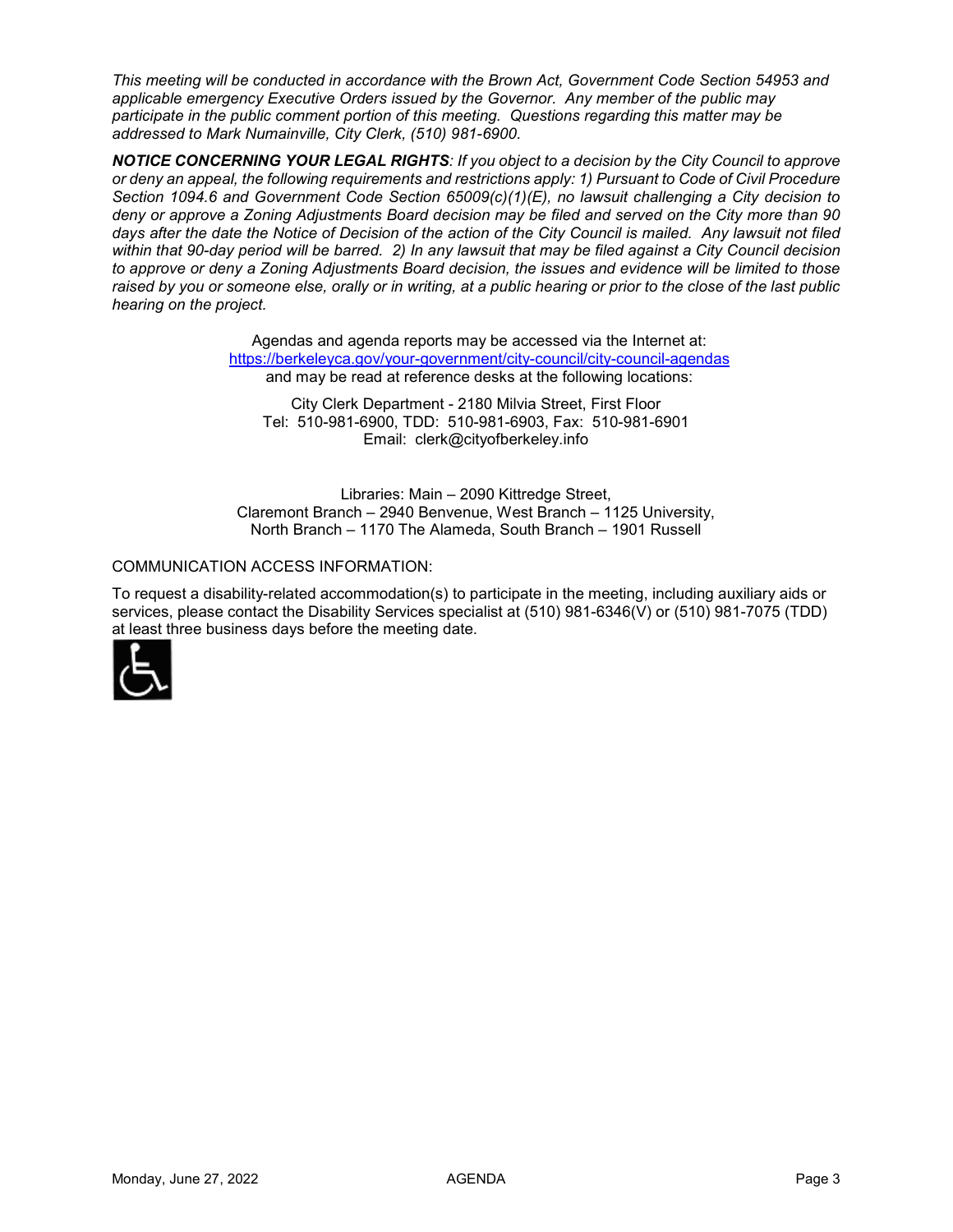*This meeting will be conducted in accordance with the Brown Act, Government Code Section 54953 and applicable emergency Executive Orders issued by the Governor. Any member of the public may participate in the public comment portion of this meeting. Questions regarding this matter may be addressed to Mark Numainville, City Clerk, (510) 981-6900.*

***NOTICE CONCERNING YOUR LEGAL RIGHTS**: If you object to a decision by the City Council to approve or deny an appeal, the following requirements and restrictions apply: 1) Pursuant to Code of Civil Procedure Section 1094.6 and Government Code Section 65009(c)(1)(E), no lawsuit challenging a City decision to deny or approve a Zoning Adjustments Board decision may be filed and served on the City more than 90 days after the date the Notice of Decision of the action of the City Council is mailed. Any lawsuit not filed within that 90-day period will be barred. 2) In any lawsuit that may be filed against a City Council decision to approve or deny a Zoning Adjustments Board decision, the issues and evidence will be limited to those raised by you or someone else, orally or in writing, at a public hearing or prior to the close of the last public hearing on the project.*

Agendas and agenda reports may be accessed via the Internet at:
https://berkeleyca.gov/your-government/city-council/city-council-agendas
and may be read at reference desks at the following locations:

City Clerk Department - 2180 Milvia Street, First Floor
Tel: 510-981-6900, TDD: 510-981-6903, Fax: 510-981-6901
Email: clerk@cityofberkeley.info

Libraries: Main – 2090 Kittredge Street,
Claremont Branch – 2940 Benvenue, West Branch – 1125 University,
North Branch – 1170 The Alameda, South Branch – 1901 Russell

COMMUNICATION ACCESS INFORMATION:

To request a disability-related accommodation(s) to participate in the meeting, including auxiliary aids or services, please contact the Disability Services specialist at (510) 981-6346(V) or (510) 981-7075 (TDD) at least three business days before the meeting date.